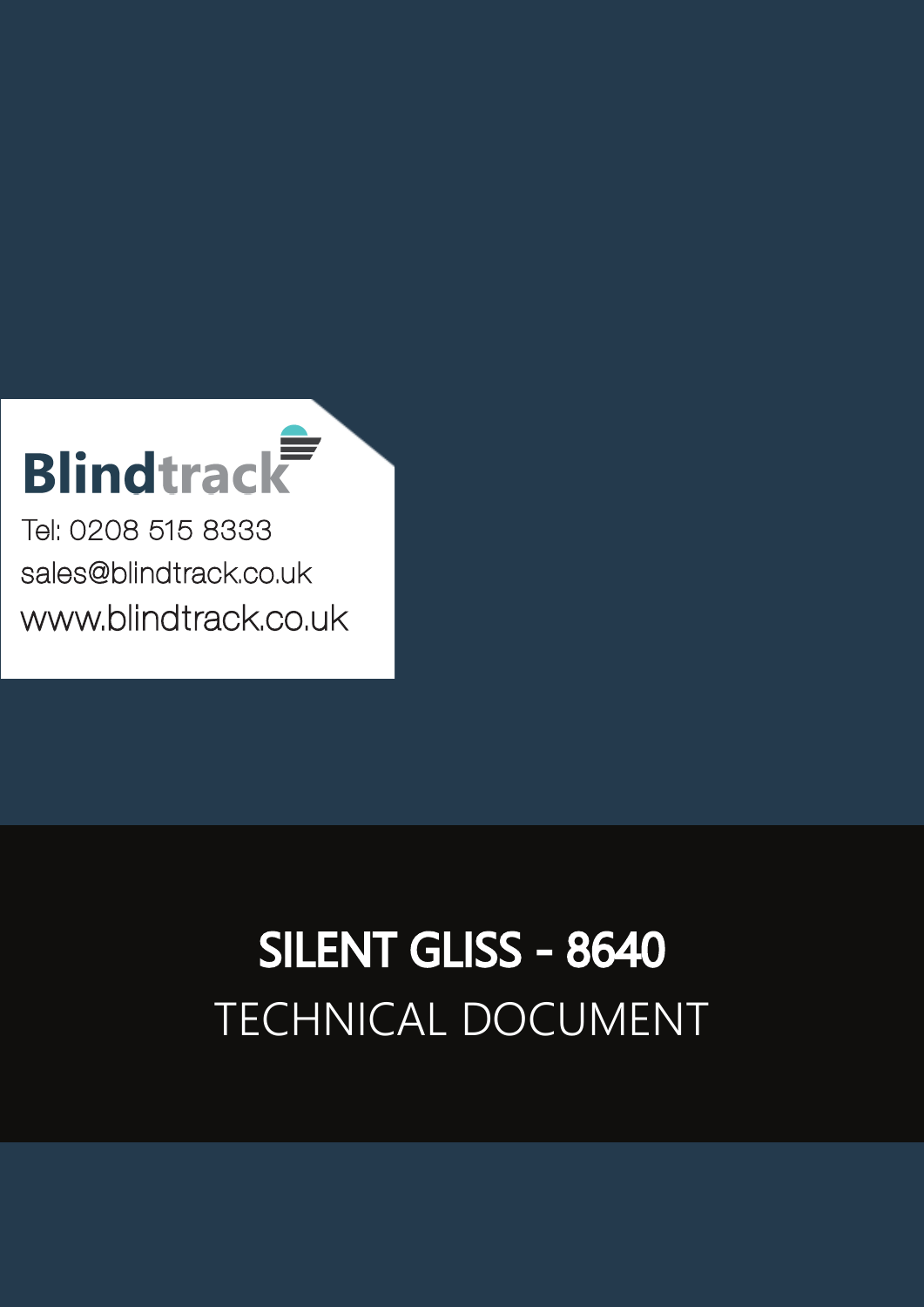Blindtrack

Tel: 0208 515 8333

sales@blindtrack.co.uk

www.blindtrack.co.uk

# SILENT GLISS - 8640

TECHNICAL DOCUMENT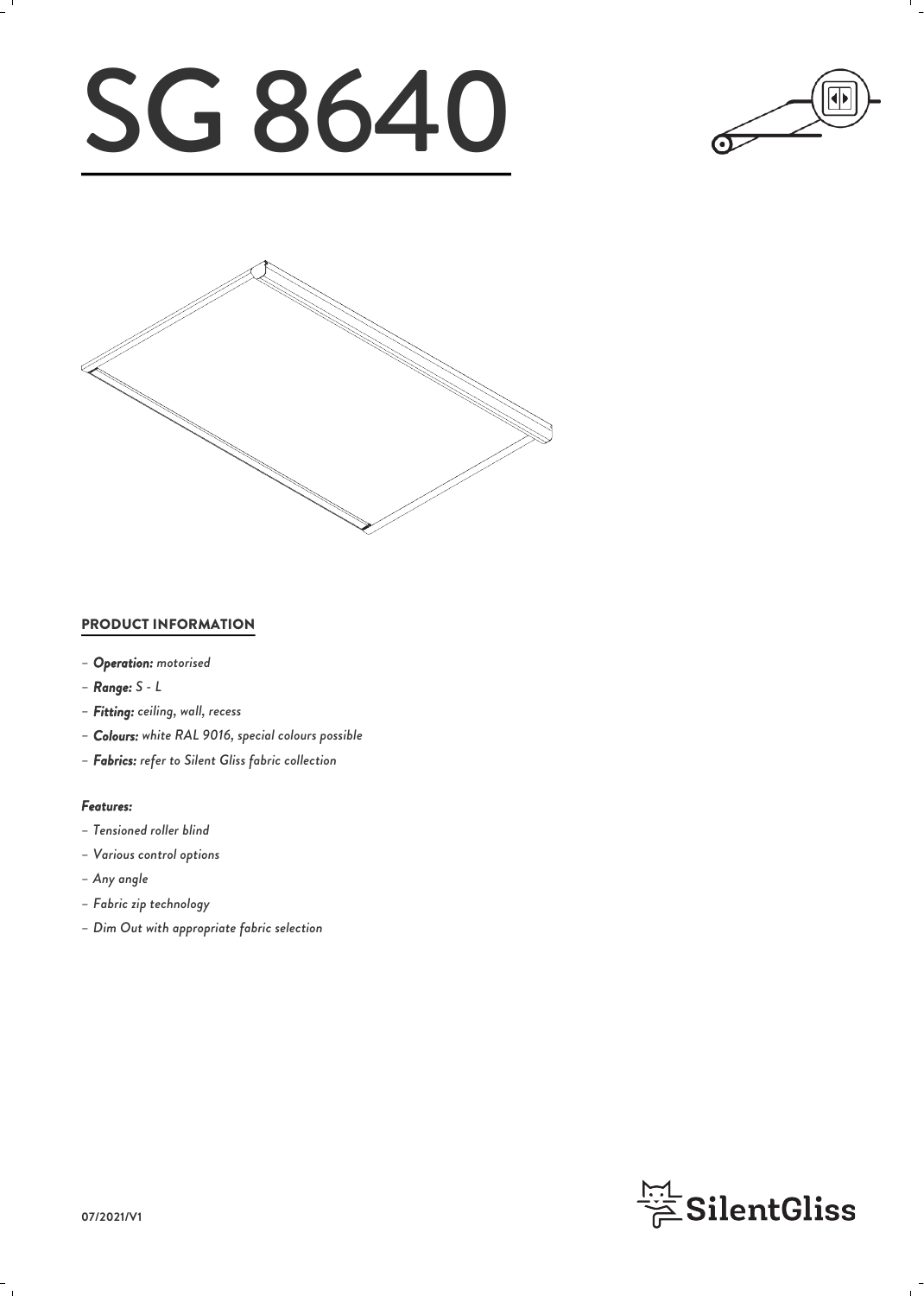# SG 8640

## PRODUCT INFORMATION

- ***Operation:*** *motorised*
- ***Range:*** *S - L*
- ***Fitting:*** *ceiling, wall, recess*
- ***Colours:*** *white RAL 9016, special colours possible*
- ***Fabrics:*** *refer to Silent Gliss fabric collection*

***Features:***

- *Tensioned roller blind*
- *Various control options*
- *Any angle*
- *Fabric zip technology*
- *Dim Out with appropriate fabric selection*

07/2021/V1

SilentGliss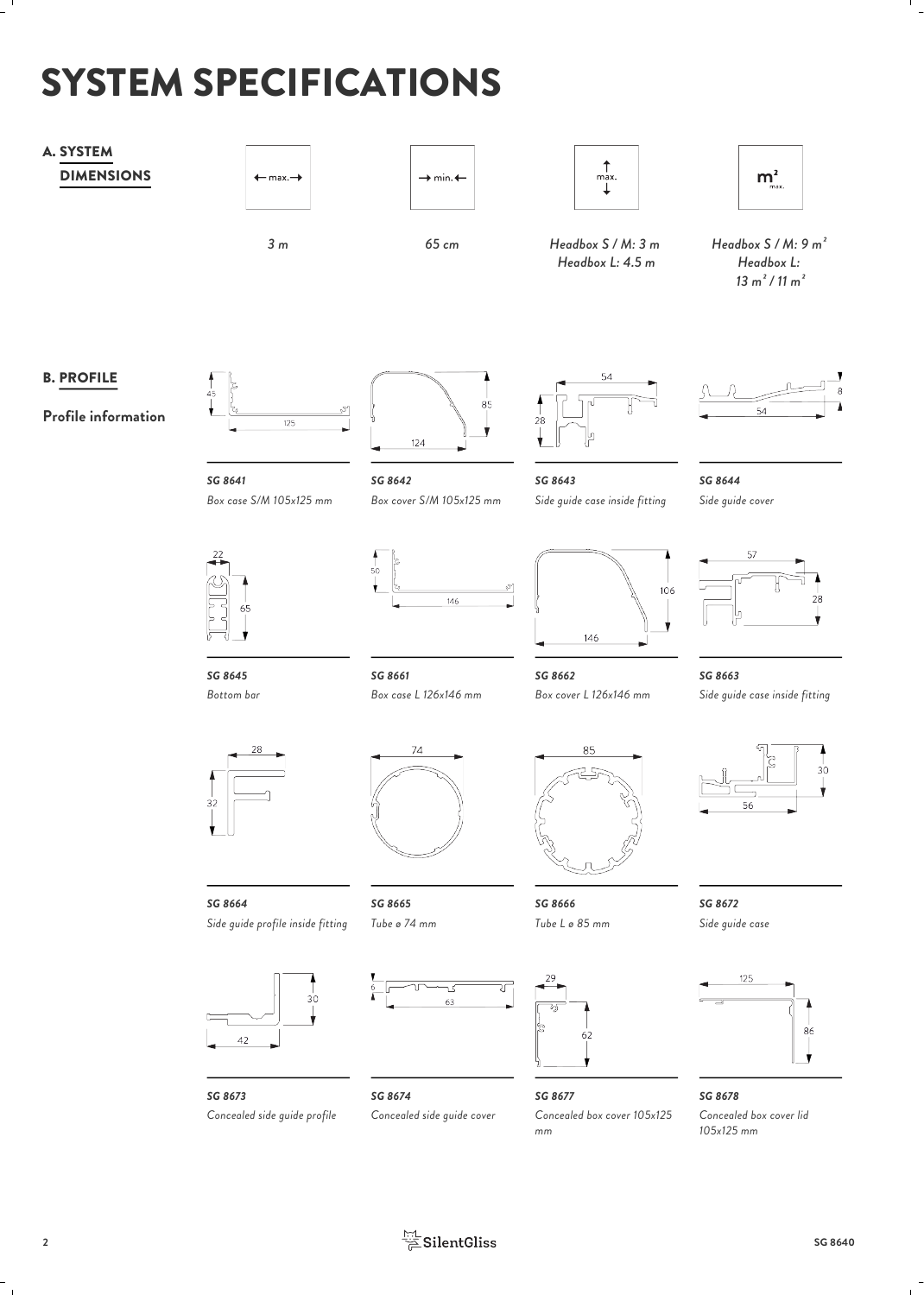# SYSTEM SPECIFICATIONS

## A. SYSTEM DIMENSIONS

| ← max. → | → min. ← | ↕ max. | $m^2$ max. |
|---|---|---|---|
| *3 m* | *65 cm* | *Headbox S / M: 3 m*<br>*Headbox L: 4.5 m* | *Headbox S / M: 9 m²*<br>*Headbox L: 13 m² / 11 m²* |

## B. PROFILE

**Profile information**

***SG 8641***
*Box case S/M 105x125 mm*

***SG 8642***
*Box cover S/M 105x125 mm*

***SG 8643***
*Side guide case inside fitting*

***SG 8644***
*Side guide cover*

***SG 8645***
*Bottom bar*

***SG 8661***
*Box case L 126x146 mm*

***SG 8662***
*Box cover L 126x146 mm*

***SG 8663***
*Side guide case inside fitting*

***SG 8664***
*Side guide profile inside fitting*

***SG 8665***
*Tube ø 74 mm*

***SG 8666***
*Tube L ø 85 mm*

***SG 8672***
*Side guide case*

***SG 8673***
*Concealed side guide profile*

***SG 8674***
*Concealed side guide cover*

***SG 8677***
*Concealed box cover 105x125 mm*

***SG 8678***
*Concealed box cover lid 105x125 mm*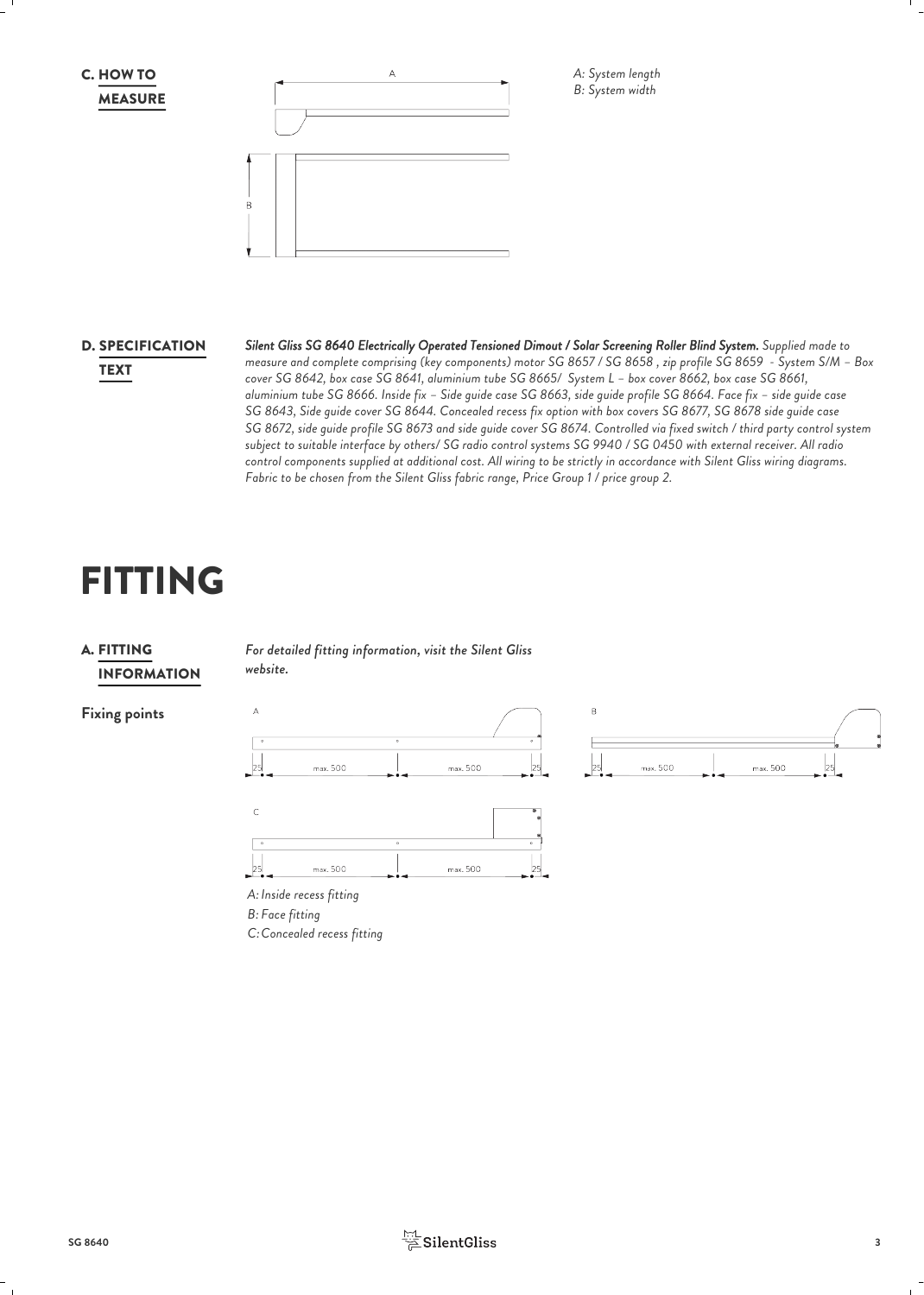## C. HOW TO MEASURE

*A: System length*
*B: System width*

## D. SPECIFICATION TEXT

***Silent Gliss SG 8640 Electrically Operated Tensioned Dimout / Solar Screening Roller Blind System.*** *Supplied made to measure and complete comprising (key components) motor SG 8657 / SG 8658 , zip profile SG 8659 - System S/M – Box cover SG 8642, box case SG 8641, aluminium tube SG 8665/ System L – box cover 8662, box case SG 8661, aluminium tube SG 8666. Inside fix – Side guide case SG 8663, side guide profile SG 8664. Face fix – side guide case SG 8643, Side guide cover SG 8644. Concealed recess fix option with box covers SG 8677, SG 8678 side guide case SG 8672, side guide profile SG 8673 and side guide cover SG 8674. Controlled via fixed switch / third party control system subject to suitable interface by others/ SG radio control systems SG 9940 / SG 0450 with external receiver. All radio control components supplied at additional cost. All wiring to be strictly in accordance with Silent Gliss wiring diagrams. Fabric to be chosen from the Silent Gliss fabric range, Price Group 1 / price group 2.*

# FITTING

## A. FITTING INFORMATION

***For detailed fitting information, visit the Silent Gliss website.***

**Fixing points**

*A: Inside recess fitting*
*B: Face fitting*
*C: Concealed recess fitting*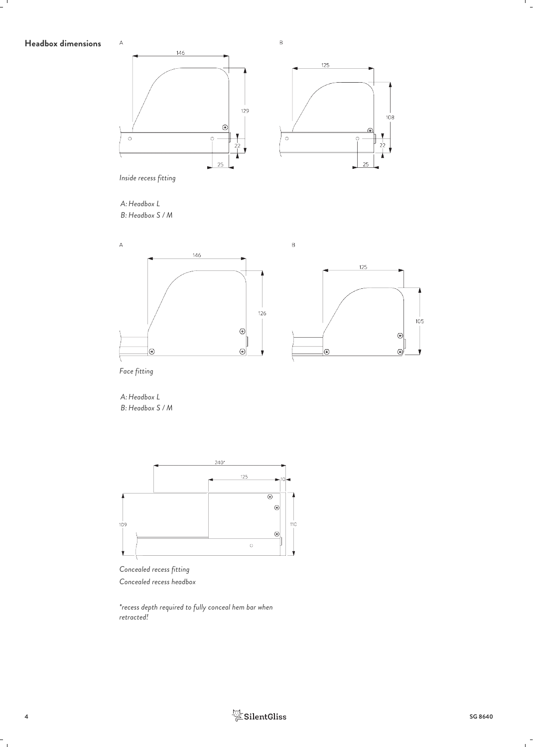## Headbox dimensions

*Inside recess fitting*

*A: Headbox L*
*B: Headbox S / M*

*Face fitting*

*A: Headbox L*
*B: Headbox S / M*

*Concealed recess fitting*
*Concealed recess headbox*

*\*recess depth required to fully conceal hem bar when retracted!*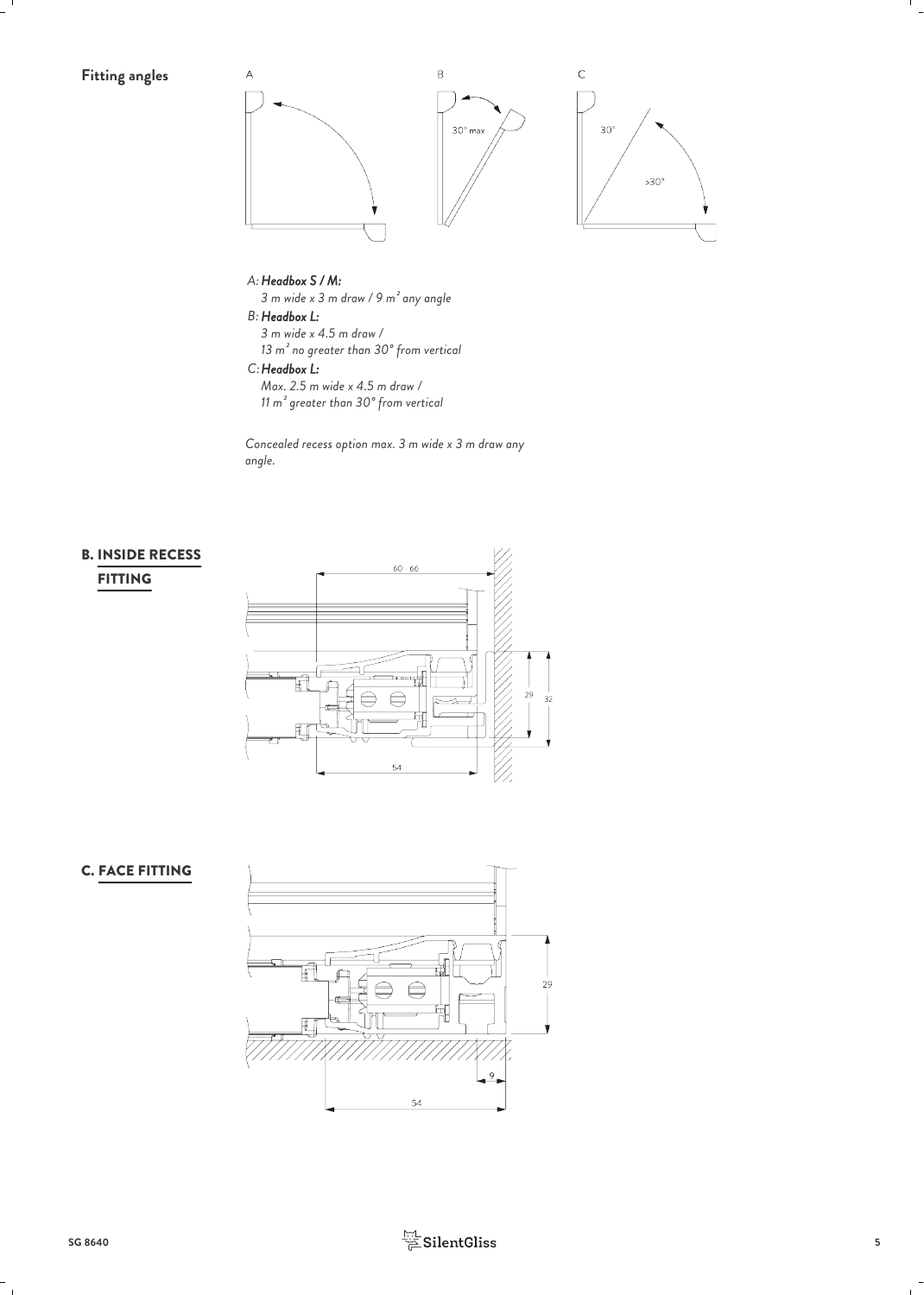## Fitting angles

A

B

30° max

C

30°

>30°

*A:* ***Headbox S / M:***
*3 m wide x 3 m draw / 9 m² any angle*

*B:* ***Headbox L:***
*3 m wide x 4.5 m draw /*
*13 m² no greater than 30° from vertical*

*C:* ***Headbox L:***
*Max. 2.5 m wide x 4.5 m draw /*
*11 m² greater than 30° from vertical*

*Concealed recess option max. 3 m wide x 3 m draw any angle.*

## B. INSIDE RECESS FITTING

60 - 66

29

32

54

## C. FACE FITTING

29

9

54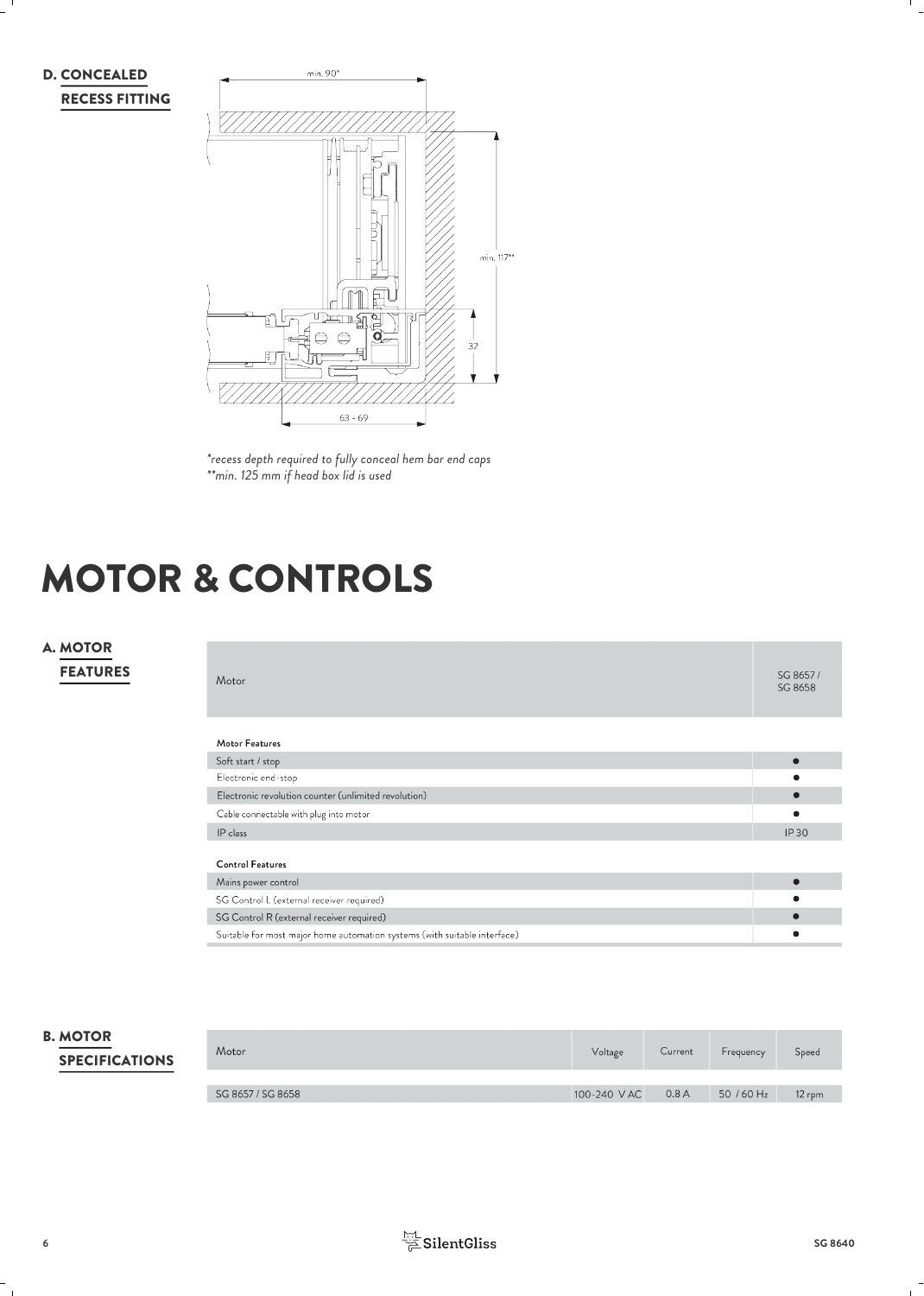## D. CONCEALED RECESS FITTING

min. 90*

min. 117**

32

63 - 69

*recess depth required to fully conceal hem bar end caps*
*\*\*min. 125 mm if head box lid is used*

# MOTOR & CONTROLS

## A. MOTOR FEATURES

| Motor | SG 8657 / SG 8658 |
|---|---|
| **Motor Features** | |
| Soft start / stop | ● |
| Electronic end-stop | ● |
| Electronic revolution counter (unlimited revolution) | ● |
| Cable connectable with plug into motor | ● |
| IP class | IP 30 |
| **Control Features** | |
| Mains power control | ● |
| SG Control I. (external receiver required) | ● |
| SG Control R (external receiver required) | ● |
| Suitable for most major home automation systems (with suitable interface) | ● |

## B. MOTOR SPECIFICATIONS

| Motor | Voltage | Current | Frequency | Speed |
|---|---|---|---|---|
| SG 8657 / SG 8658 | 100-240 V AC | 0.8 A | 50 / 60 Hz | 12 rpm |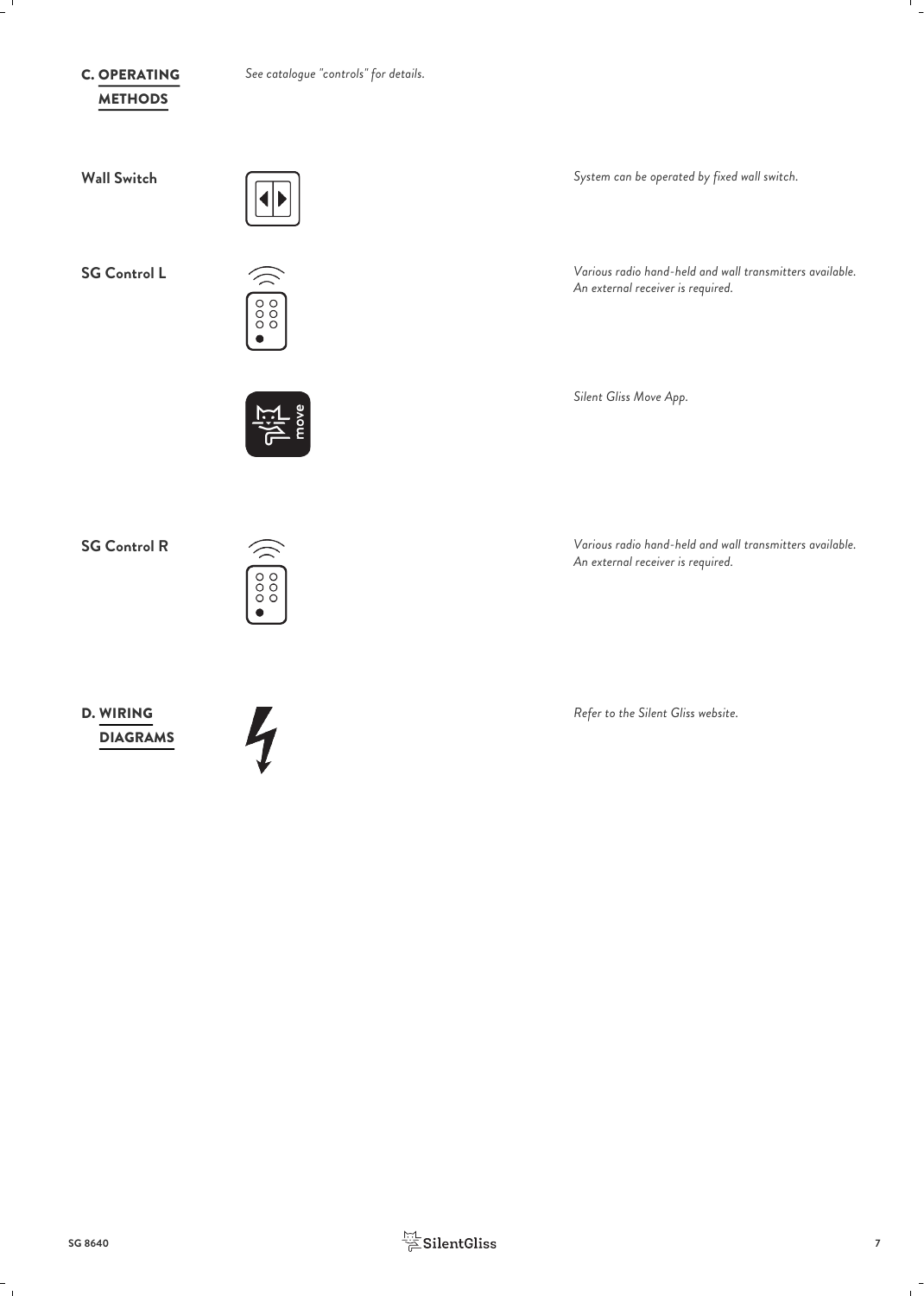## C. OPERATING METHODS

*See catalogue "controls" for details.*

**Wall Switch**

*System can be operated by fixed wall switch.*

**SG Control L**

*Various radio hand-held and wall transmitters available.*
*An external receiver is required.*

*Silent Gliss Move App.*

**SG Control R**

*Various radio hand-held and wall transmitters available.*
*An external receiver is required.*

## D. WIRING DIAGRAMS

*Refer to the Silent Gliss website.*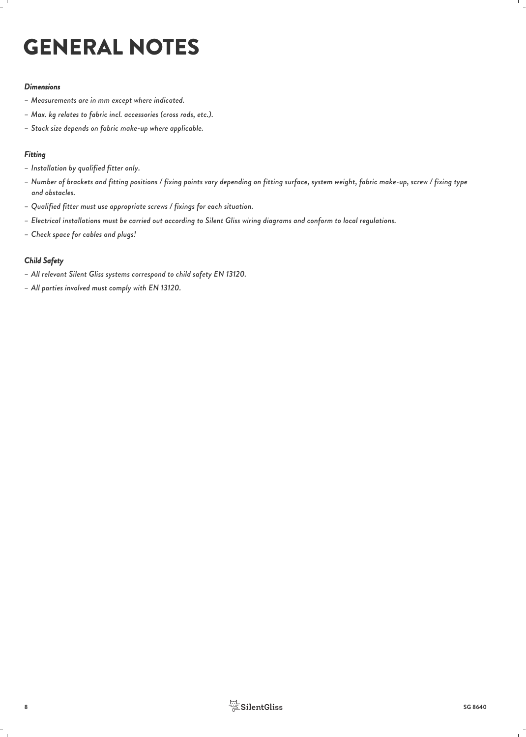# GENERAL NOTES

***Dimensions***

- *Measurements are in mm except where indicated.*
- *Max. kg relates to fabric incl. accessories (cross rods, etc.).*
- *Stack size depends on fabric make-up where applicable.*

***Fitting***

- *Installation by qualified fitter only.*
- *Number of brackets and fitting positions / fixing points vary depending on fitting surface, system weight, fabric make-up, screw / fixing type and obstacles.*
- *Qualified fitter must use appropriate screws / fixings for each situation.*
- *Electrical installations must be carried out according to Silent Gliss wiring diagrams and conform to local regulations.*
- *Check space for cables and plugs!*

***Child Safety***

- *All relevant Silent Gliss systems correspond to child safety EN 13120.*
- *All parties involved must comply with EN 13120.*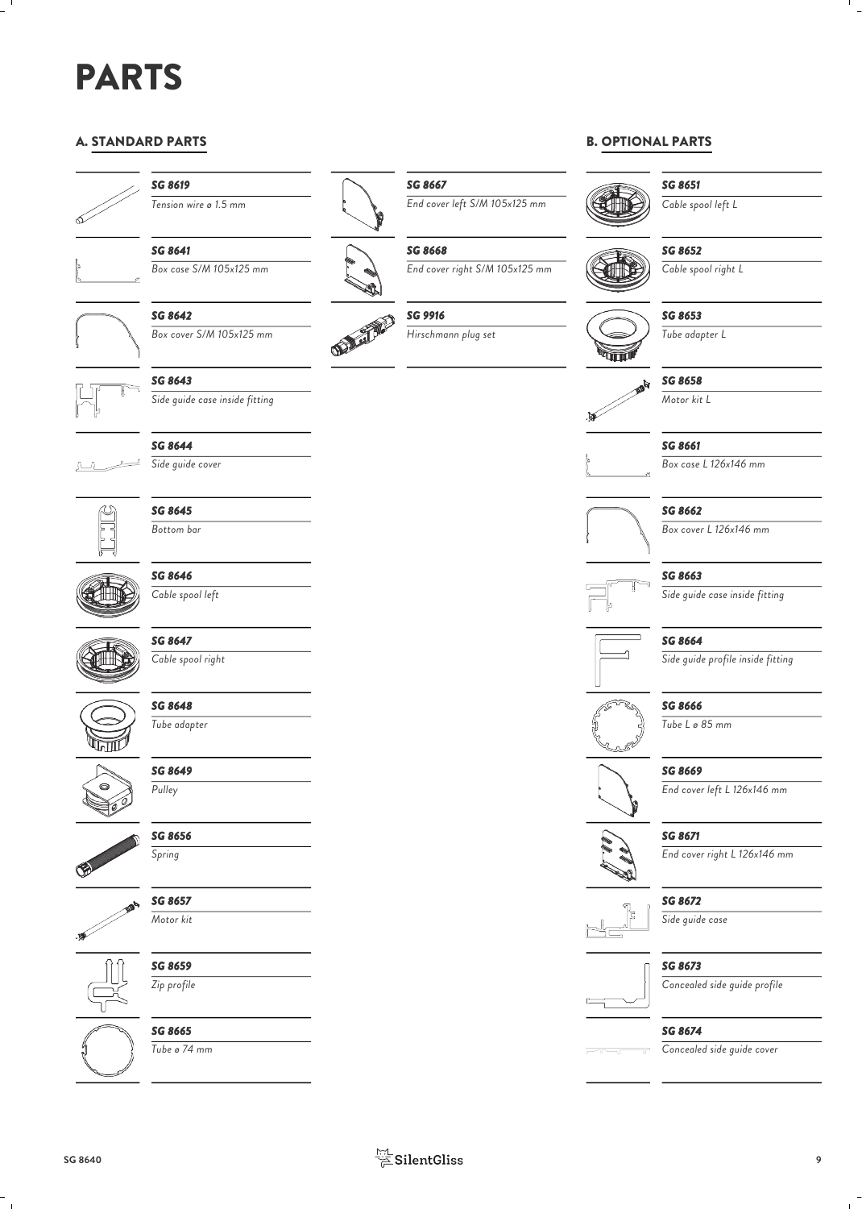# PARTS

## A. STANDARD PARTS

| Part no. | Description |
|---|---|
| SG 8619 | Tension wire ø 1.5 mm |
| SG 8641 | Box case S/M 105x125 mm |
| SG 8642 | Box cover S/M 105x125 mm |
| SG 8643 | Side guide case inside fitting |
| SG 8644 | Side guide cover |
| SG 8645 | Bottom bar |
| SG 8646 | Cable spool left |
| SG 8647 | Cable spool right |
| SG 8648 | Tube adapter |
| SG 8649 | Pulley |
| SG 8656 | Spring |
| SG 8657 | Motor kit |
| SG 8659 | Zip profile |
| SG 8665 | Tube ø 74 mm |
| SG 8667 | End cover left S/M 105x125 mm |
| SG 8668 | End cover right S/M 105x125 mm |
| SG 9916 | Hirschmann plug set |

## B. OPTIONAL PARTS

| Part no. | Description |
|---|---|
| SG 8651 | Cable spool left L |
| SG 8652 | Cable spool right L |
| SG 8653 | Tube adapter L |
| SG 8658 | Motor kit L |
| SG 8661 | Box case L 126x146 mm |
| SG 8662 | Box cover L 126x146 mm |
| SG 8663 | Side guide case inside fitting |
| SG 8664 | Side guide profile inside fitting |
| SG 8666 | Tube L ø 85 mm |
| SG 8669 | End cover left L 126x146 mm |
| SG 8671 | End cover right L 126x146 mm |
| SG 8672 | Side guide case |
| SG 8673 | Concealed side guide profile |
| SG 8674 | Concealed side guide cover |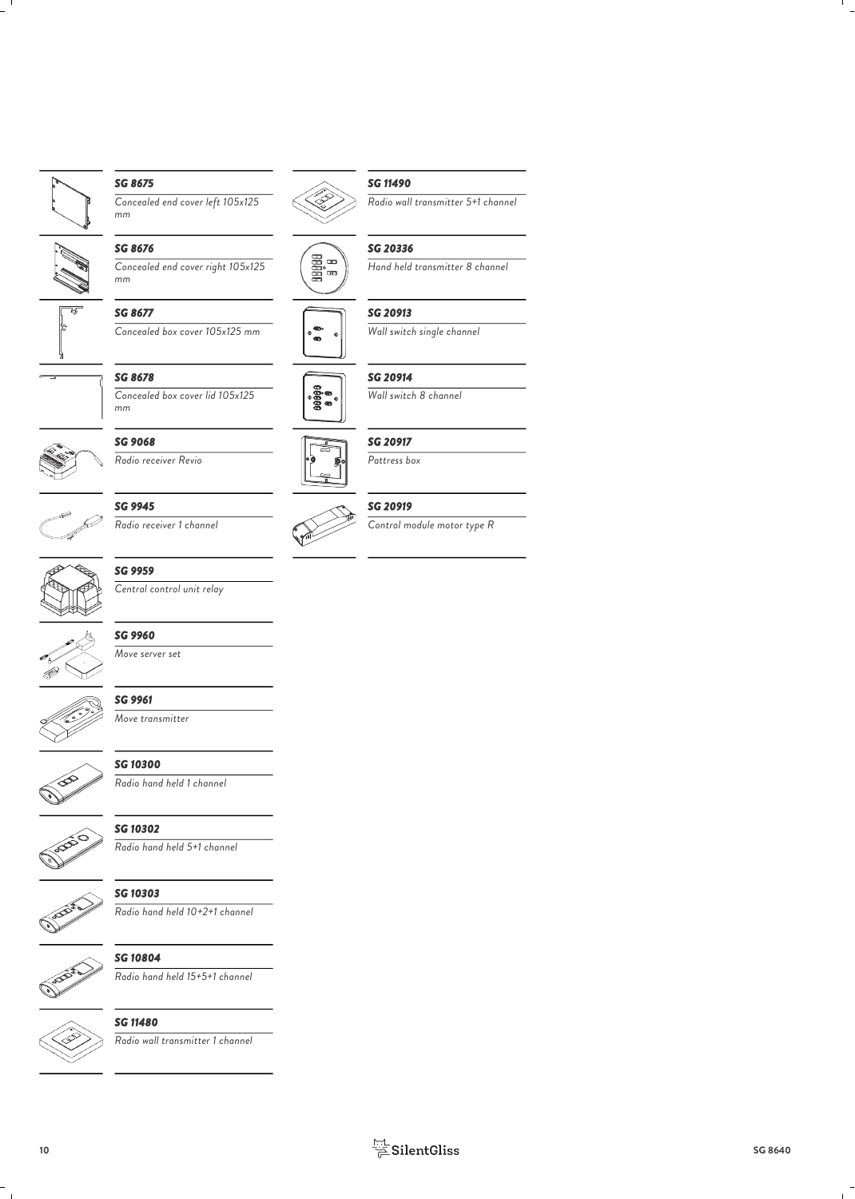***SG 8675***

*Concealed end cover left 105x125 mm*

***SG 8676***

*Concealed end cover right 105x125 mm*

***SG 8677***

*Concealed box cover 105x125 mm*

***SG 8678***

*Concealed box cover lid 105x125 mm*

***SG 9068***

*Radio receiver Revio*

***SG 9945***

*Radio receiver 1 channel*

***SG 9959***

*Central control unit relay*

***SG 9960***

*Move server set*

***SG 9961***

*Move transmitter*

***SG 10300***

*Radio hand held 1 channel*

***SG 10302***

*Radio hand held 5+1 channel*

***SG 10303***

*Radio hand held 10+2+1 channel*

***SG 10804***

*Radio hand held 15+5+1 channel*

***SG 11480***

*Radio wall transmitter 1 channel*

***SG 11490***

*Radio wall transmitter 5+1 channel*

***SG 20336***

*Hand held transmitter 8 channel*

***SG 20913***

*Wall switch single channel*

***SG 20914***

*Wall switch 8 channel*

***SG 20917***

*Pattress box*

***SG 20919***

*Control module motor type R*